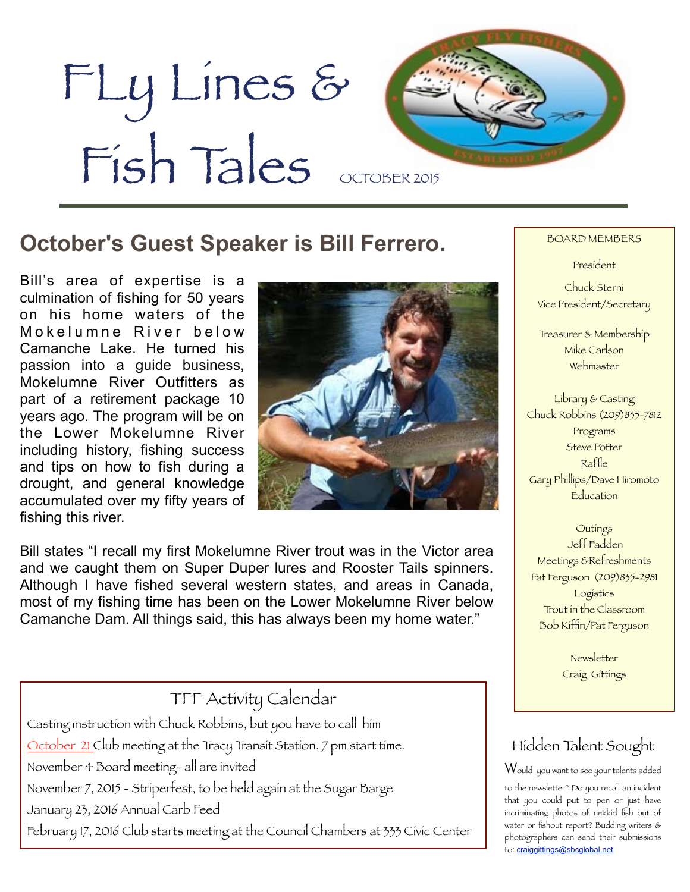# FLy Lines & Fish Tales

OCTOBER 2015

## October's Guest Speaker is Bill Ferrero.

Bill's area of expertise is a culmination of fishing for 50 years on his home waters of the Mokelumne River below Camanche Lake. He turned his passion into a guide business, Mokelumne River Outfitters as part of a retirement package 10 years ago. The program will be on the Lower Mokelumne River including history, fishing success and tips on how to fish during a drought, and general knowledge accumulated over my fifty years of fishing this river.

Bill states "I recall my first Mokelumne River trout was in the Victor area and we caught them on Super Duper lures and Rooster Tails spinners. Although I have fished several western states, and areas in Canada, most of my fishing time has been on the Lower Mokelumne River below Camanche Dam. All things said, this has always been my home water."

### TFF Activity Calendar

Casting instruction with Chuck Robbins, but you have to call him

October 21 Club meeting at the Tracy Transit Station. 7 pm start time.

November 4 Board meeting- all are invited

November 7, 2015 - Striperfest, to be held again at the Sugar Barge

January 23, 2016 Annual Carb Feed

February 17, 2016 Club starts meeting at the Council Chambers at 333 Civic Center

### BOARD MEMBERS

President
Chuck Sterni

Vice President/Secretary

Treasurer & Membership
Mike Carlson

Webmaster

Library & Casting
Chuck Robbins (209)835-7812

Programs
Steve Potter

Raffle
Gary Phillips/Dave Hiromoto

Education

Outings
Jeff Fadden

Meetings &Refreshments
Pat Ferguson (209)835-2981

Logistics

Trout in the Classroom
Bob Kiffin/Pat Ferguson

Newsletter
Craig Gittings

### Hidden Talent Sought

Would you want to see your talents added to the newsletter? Do you recall an incident that you could put to pen or just have incriminating photos of nekkid fish out of water or fishout report? Budding writers & photographers can send their submissions to: craiggittings@sbcglobal.net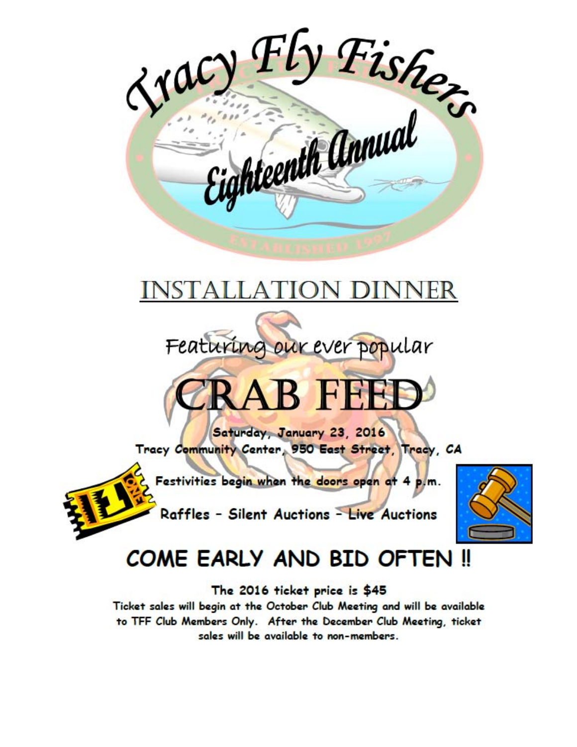# Tracy Fly Fishers

## Eighteenth Annual

# INSTALLATION DINNER

Featuring our ever popular

# CRAB FEED

Saturday, January 23, 2016

Tracy Community Center, 950 East Street, Tracy, CA

Festivities begin when the doors open at 4 p.m.

Raffles – Silent Auctions – Live Auctions

## COME EARLY AND BID OFTEN !!

The 2016 ticket price is $45

Ticket sales will begin at the October Club Meeting and will be available to TFF Club Members Only. After the December Club Meeting, ticket sales will be available to non-members.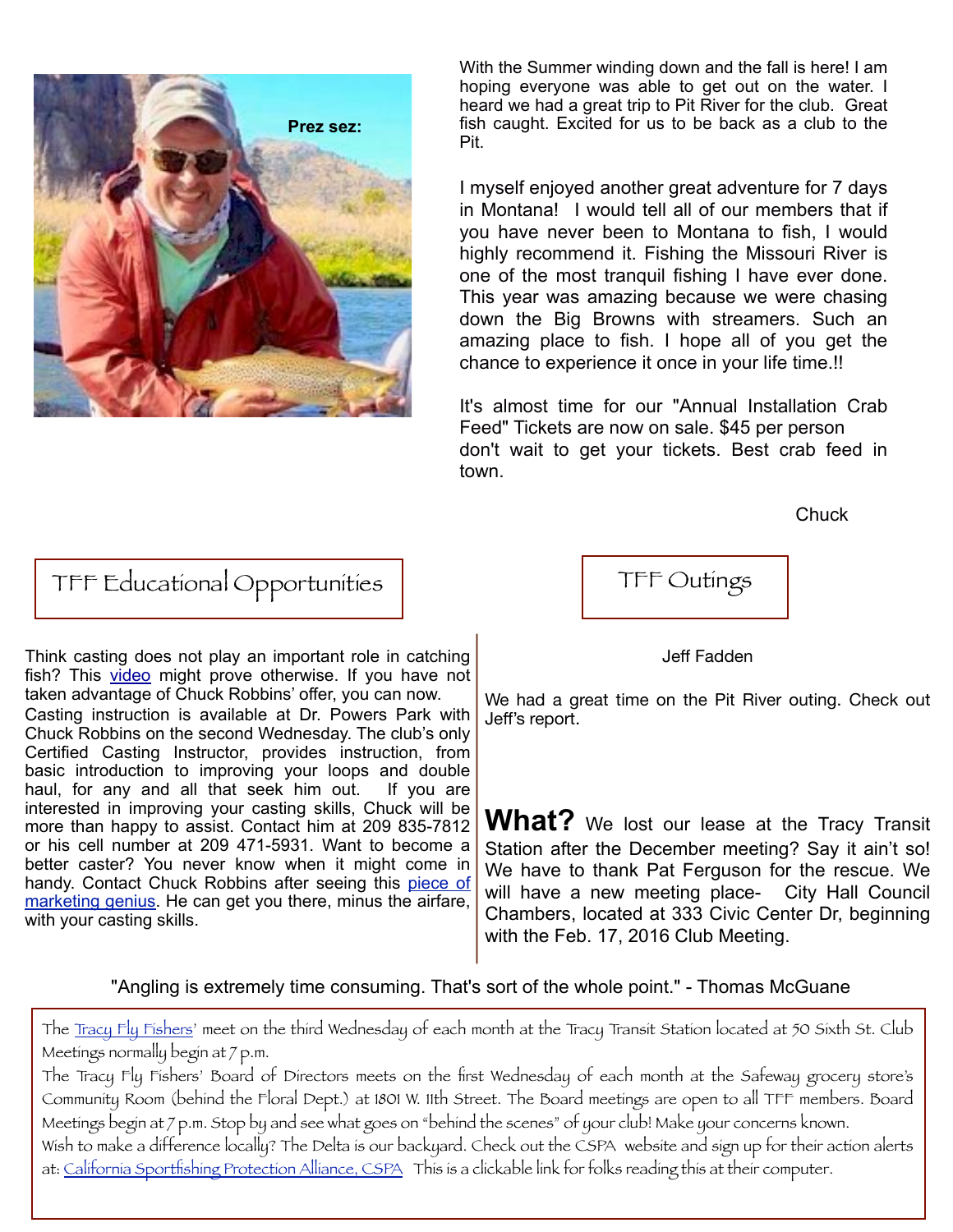Prez sez:

With the Summer winding down and the fall is here! I am hoping everyone was able to get out on the water. I heard we had a great trip to Pit River for the club. Great fish caught. Excited for us to be back as a club to the Pit.

I myself enjoyed another great adventure for 7 days in Montana! I would tell all of our members that if you have never been to Montana to fish, I would highly recommend it. Fishing the Missouri River is one of the most tranquil fishing I have ever done. This year was amazing because we were chasing down the Big Browns with streamers. Such an amazing place to fish. I hope all of you get the chance to experience it once in your life time.!!

It's almost time for our "Annual Installation Crab Feed" Tickets are now on sale. $45 per person don't wait to get your tickets. Best crab feed in town.

Chuck

## TFF Educational Opportunities

Think casting does not play an important role in catching fish? This video might prove otherwise. If you have not taken advantage of Chuck Robbins' offer, you can now. Casting instruction is available at Dr. Powers Park with Chuck Robbins on the second Wednesday. The club's only Certified Casting Instructor, provides instruction, from basic introduction to improving your loops and double haul, for any and all that seek him out. If you are interested in improving your casting skills, Chuck will be more than happy to assist. Contact him at 209 835-7812 or his cell number at 209 471-5931. Want to become a better caster? You never know when it might come in handy. Contact Chuck Robbins after seeing this piece of marketing genius. He can get you there, minus the airfare, with your casting skills.

## TFF Outings

Jeff Fadden

We had a great time on the Pit River outing. Check out Jeff's report.

**What?** We lost our lease at the Tracy Transit Station after the December meeting? Say it ain't so! We have to thank Pat Ferguson for the rescue. We will have a new meeting place- City Hall Council Chambers, located at 333 Civic Center Dr, beginning with the Feb. 17, 2016 Club Meeting.

"Angling is extremely time consuming. That's sort of the whole point." - Thomas McGuane

The Tracy Fly Fishers' meet on the third Wednesday of each month at the Tracy Transit Station located at 50 Sixth St. Club Meetings normally begin at 7 p.m.
The Tracy Fly Fishers' Board of Directors meets on the first Wednesday of each month at the Safeway grocery store's Community Room (behind the Floral Dept.) at 1801 W. 11th Street. The Board meetings are open to all TFF members. Board Meetings begin at 7 p.m. Stop by and see what goes on "behind the scenes" of your club! Make your concerns known.
Wish to make a difference locally? The Delta is our backyard. Check out the CSPA website and sign up for their action alerts at: California Sportfishing Protection Alliance, CSPA This is a clickable link for folks reading this at their computer.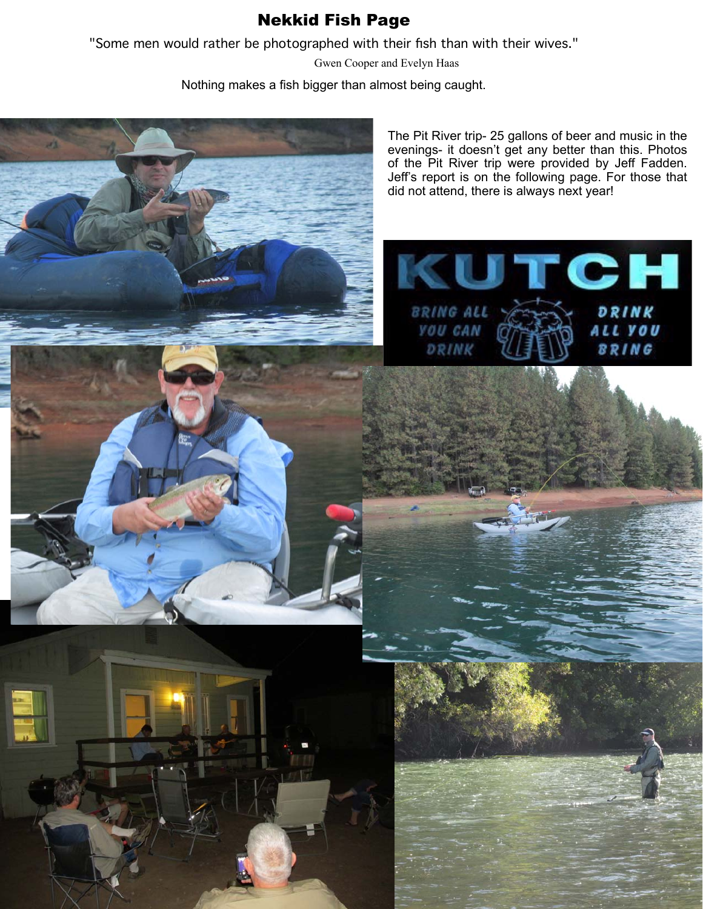# Nekkid Fish Page

"Some men would rather be photographed with their fish than with their wives."

Gwen Cooper and Evelyn Haas

Nothing makes a fish bigger than almost being caught.

The Pit River trip- 25 gallons of beer and music in the evenings- it doesn't get any better than this. Photos of the Pit River trip were provided by Jeff Fadden. Jeff's report is on the following page. For those that did not attend, there is always next year!